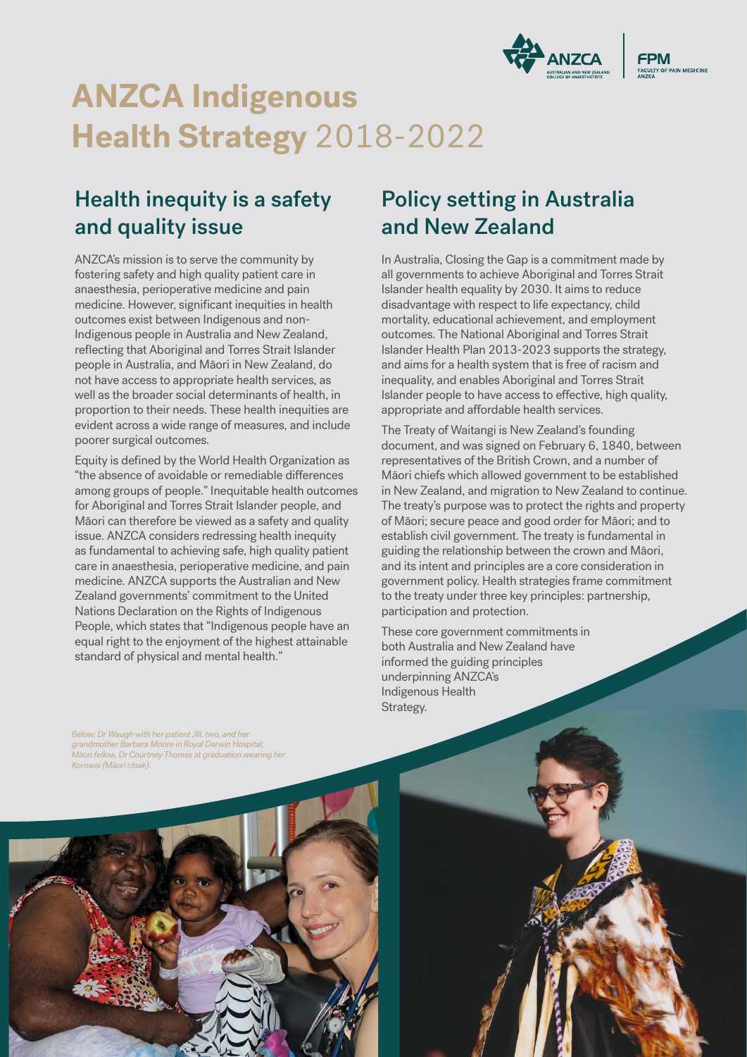# ANZCA Indigenous Health Strategy 2018-2022

## Health inequity is a safety and quality issue

ANZCA's mission is to serve the community by fostering safety and high quality patient care in anaesthesia, perioperative medicine and pain medicine. However, significant inequities in health outcomes exist between Indigenous and non-Indigenous people in Australia and New Zealand, reflecting that Aboriginal and Torres Strait Islander people in Australia, and Māori in New Zealand, do not have access to appropriate health services, as well as the broader social determinants of health, in proportion to their needs. These health inequities are evident across a wide range of measures, and include poorer surgical outcomes.

Equity is defined by the World Health Organization as "the absence of avoidable or remediable differences among groups of people." Inequitable health outcomes for Aboriginal and Torres Strait Islander people, and Māori can therefore be viewed as a safety and quality issue. ANZCA considers redressing health inequity as fundamental to achieving safe, high quality patient care in anaesthesia, perioperative medicine, and pain medicine. ANZCA supports the Australian and New Zealand governments' commitment to the United Nations Declaration on the Rights of Indigenous People, which states that "Indigenous people have an equal right to the enjoyment of the highest attainable standard of physical and mental health."

## Policy setting in Australia and New Zealand

In Australia, Closing the Gap is a commitment made by all governments to achieve Aboriginal and Torres Strait Islander health equality by 2030. It aims to reduce disadvantage with respect to life expectancy, child mortality, educational achievement, and employment outcomes. The National Aboriginal and Torres Strait Islander Health Plan 2013-2023 supports the strategy, and aims for a health system that is free of racism and inequality, and enables Aboriginal and Torres Strait Islander people to have access to effective, high quality, appropriate and affordable health services.

The Treaty of Waitangi is New Zealand's founding document, and was signed on February 6, 1840, between representatives of the British Crown, and a number of Māori chiefs which allowed government to be established in New Zealand, and migration to New Zealand to continue. The treaty's purpose was to protect the rights and property of Māori; secure peace and good order for Māori; and to establish civil government. The treaty is fundamental in guiding the relationship between the crown and Māori, and its intent and principles are a core consideration in government policy. Health strategies frame commitment to the treaty under three key principles: partnership, participation and protection.

These core government commitments in both Australia and New Zealand have informed the guiding principles underpinning ANZCA's Indigenous Health Strategy.

*Below: Dr Waugh with her patient Jill, two, and her grandmother Barbara Moore in Royal Darwin Hospital; Māori fellow, Dr Courtney Thomas at graduation wearing her Korowai (Māori cloak).*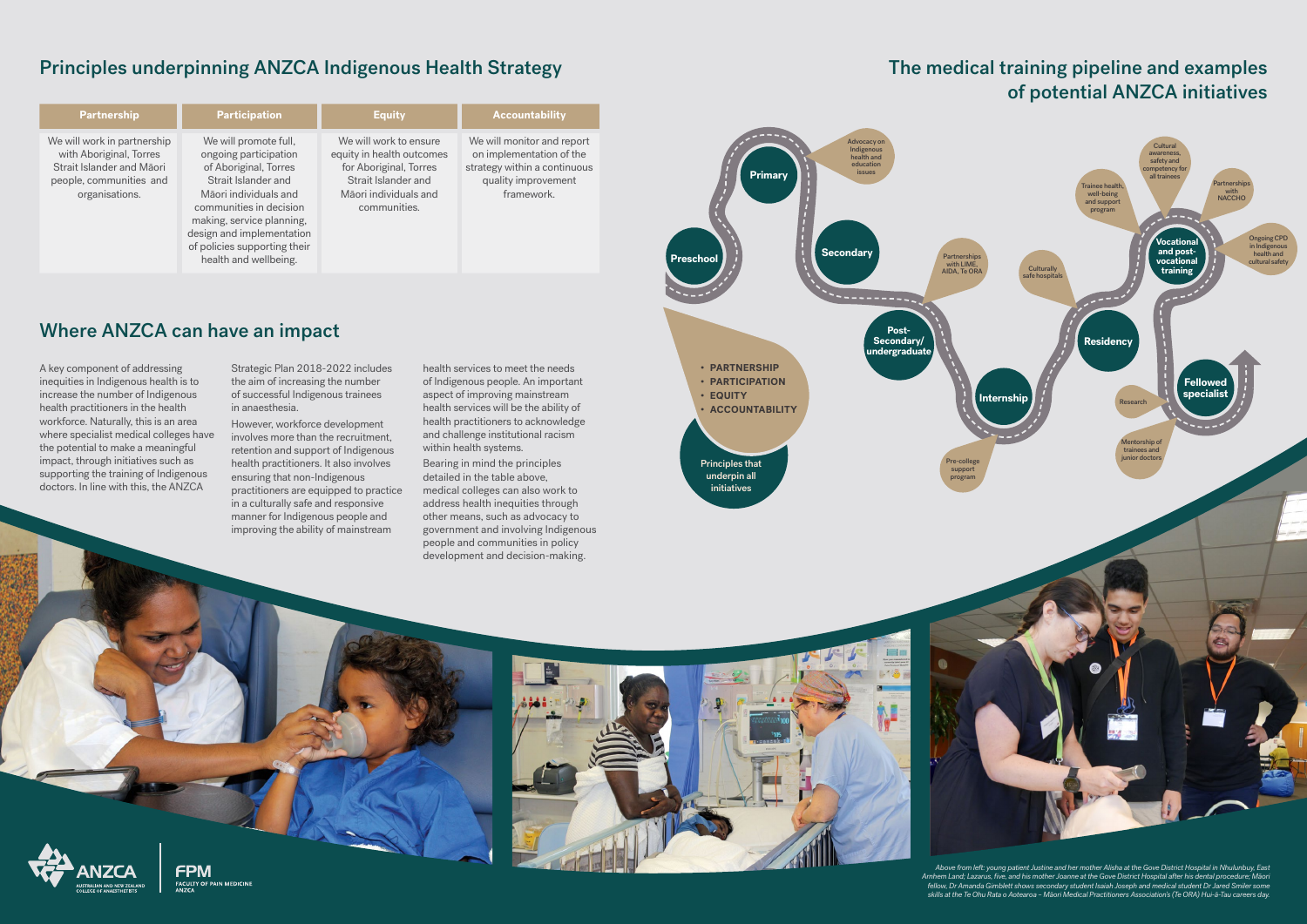## Principles underpinning ANZCA Indigenous Health Strategy

| Partnership | Participation | Equity | Accountability |
| --- | --- | --- | --- |
| We will work in partnership with Aboriginal, Torres Strait Islander and Māori people, communities and organisations. | We will promote full, ongoing participation of Aboriginal, Torres Strait Islander and Māori individuals and communities in decision making, service planning, design and implementation of policies supporting their health and wellbeing. | We will work to ensure equity in health outcomes for Aboriginal, Torres Strait Islander and Māori individuals and communities. | We will monitor and report on implementation of the strategy within a continuous quality improvement framework. |

## Where ANZCA can have an impact

A key component of addressing inequities in Indigenous health is to increase the number of Indigenous health practitioners in the health workforce. Naturally, this is an area where specialist medical colleges have the potential to make a meaningful impact, through initiatives such as supporting the training of Indigenous doctors. In line with this, the ANZCA Strategic Plan 2018-2022 includes the aim of increasing the number of successful Indigenous trainees in anaesthesia.

However, workforce development involves more than the recruitment, retention and support of Indigenous health practitioners. It also involves ensuring that non-Indigenous practitioners are equipped to practice in a culturally safe and responsive manner for Indigenous people and improving the ability of mainstream health services to meet the needs of Indigenous people. An important aspect of improving mainstream health services will be the ability of health practitioners to acknowledge and challenge institutional racism within health systems.

Bearing in mind the principles detailed in the table above, medical colleges can also work to address health inequities through other means, such as advocacy to government and involving Indigenous people and communities in policy development and decision-making.

## The medical training pipeline and examples of potential ANZCA initiatives

- Preschool
- Primary
  - Advocacy on Indigenous health and education issues
- Secondary
- Post-Secondary/undergraduate
  - Partnerships with LIME, AIDA, Te ORA
- Internship
  - Pre-college support program
  - Culturally safe hospitals
- Residency
  - Trainee health, well-being and support program
- Vocational and post-vocational training
  - Cultural awareness, safety and competency for all trainees
  - Partnerships with NACCHO
  - Ongoing CPD in Indigenous health and cultural safety
- Fellowed specialist
  - Research
  - Mentorship of trainees and junior doctors

Principles that underpin all initiatives:

- PARTNERSHIP
- PARTICIPATION
- EQUITY
- ACCOUNTABILITY

*Above from left: young patient Justine and her mother Alisha at the Gove District Hospital in Nhulunbuy, East Arnhem Land; Lazarus, five, and his mother Joanne at the Gove District Hospital after his dental procedure; Māori fellow, Dr Amanda Gimblett shows secondary student Isaiah Joseph and medical student Dr Jared Smiler some skills at the Te Ohu Rata o Aotearoa – Māori Medical Practitioners Association's (Te ORA) Hui-ā-Tau careers day.*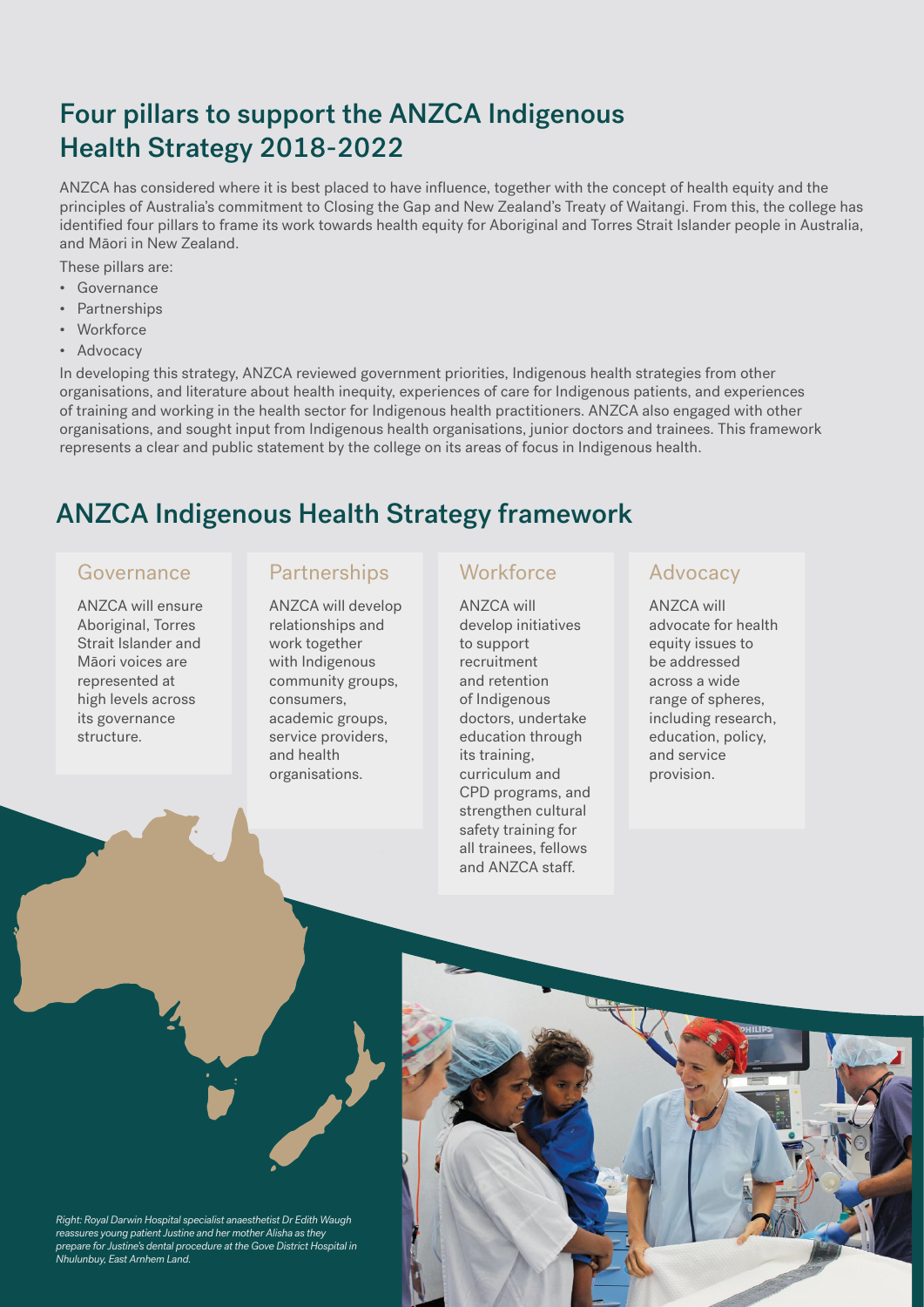## Four pillars to support the ANZCA Indigenous Health Strategy 2018-2022

ANZCA has considered where it is best placed to have influence, together with the concept of health equity and the principles of Australia's commitment to Closing the Gap and New Zealand's Treaty of Waitangi. From this, the college has identified four pillars to frame its work towards health equity for Aboriginal and Torres Strait Islander people in Australia, and Māori in New Zealand.

These pillars are:

- Governance
- Partnerships
- Workforce
- Advocacy

In developing this strategy, ANZCA reviewed government priorities, Indigenous health strategies from other organisations, and literature about health inequity, experiences of care for Indigenous patients, and experiences of training and working in the health sector for Indigenous health practitioners. ANZCA also engaged with other organisations, and sought input from Indigenous health organisations, junior doctors and trainees. This framework represents a clear and public statement by the college on its areas of focus in Indigenous health.

## ANZCA Indigenous Health Strategy framework

### Governance

ANZCA will ensure Aboriginal, Torres Strait Islander and Māori voices are represented at high levels across its governance structure.

### Partnerships

ANZCA will develop relationships and work together with Indigenous community groups, consumers, academic groups, service providers, and health organisations.

### Workforce

ANZCA will develop initiatives to support recruitment and retention of Indigenous doctors, undertake education through its training, curriculum and CPD programs, and strengthen cultural safety training for all trainees, fellows and ANZCA staff.

### Advocacy

ANZCA will advocate for health equity issues to be addressed across a wide range of spheres, including research, education, policy, and service provision.

*Right: Royal Darwin Hospital specialist anaesthetist Dr Edith Waugh reassures young patient Justine and her mother Alisha as they prepare for Justine's dental procedure at the Gove District Hospital in Nhulunbuy, East Arnhem Land.*